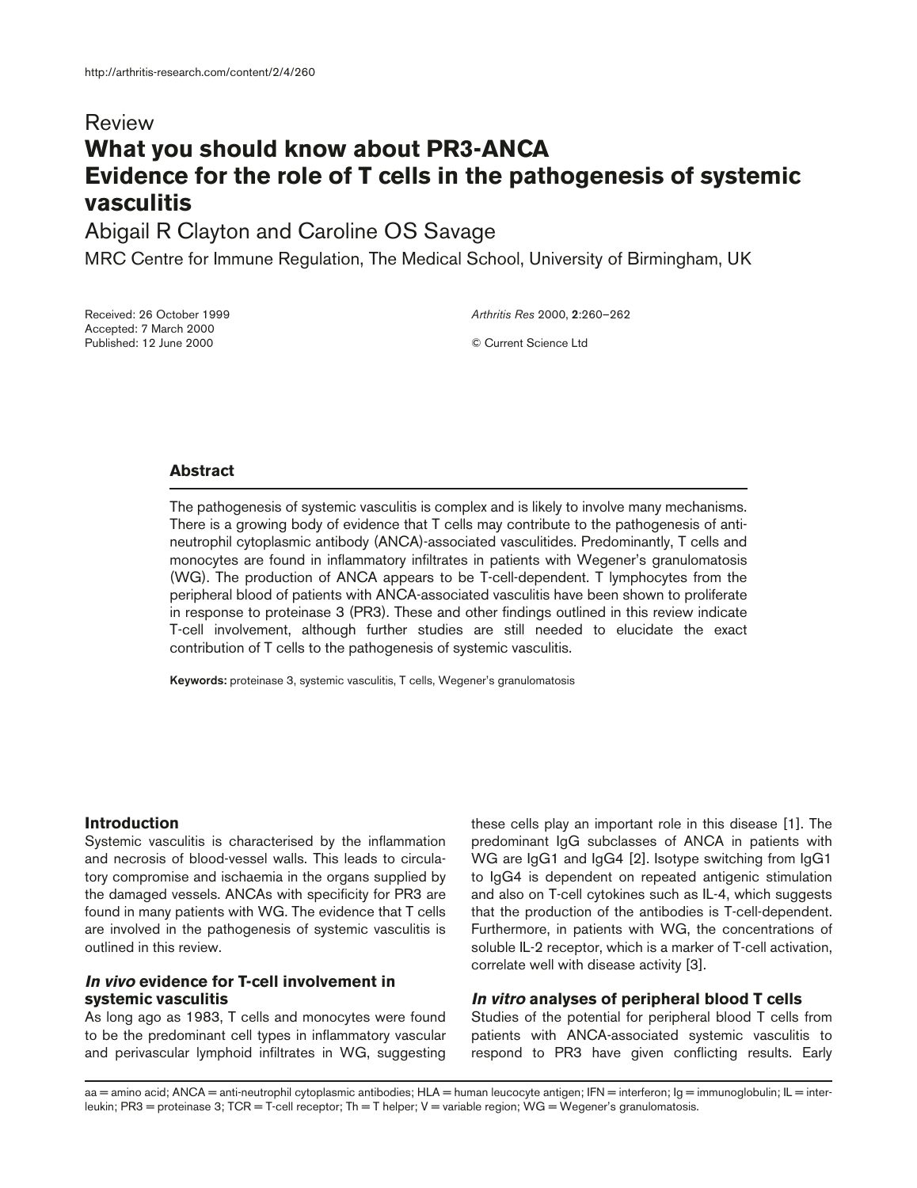http://arthritis-research.com/content/2/4/260

Review

# What you should know about PR3-ANCA Evidence for the role of T cells in the pathogenesis of systemic vasculitis

Abigail R Clayton and Caroline OS Savage

MRC Centre for Immune Regulation, The Medical School, University of Birmingham, UK

Received: 26 October 1999
Accepted: 7 March 2000
Published: 12 June 2000

*Arthritis Res* 2000, **2**:260–262

© Current Science Ltd

### Abstract

The pathogenesis of systemic vasculitis is complex and is likely to involve many mechanisms. There is a growing body of evidence that T cells may contribute to the pathogenesis of anti-neutrophil cytoplasmic antibody (ANCA)-associated vasculitides. Predominantly, T cells and monocytes are found in inflammatory infiltrates in patients with Wegener's granulomatosis (WG). The production of ANCA appears to be T-cell-dependent. T lymphocytes from the peripheral blood of patients with ANCA-associated vasculitis have been shown to proliferate in response to proteinase 3 (PR3). These and other findings outlined in this review indicate T-cell involvement, although further studies are still needed to elucidate the exact contribution of T cells to the pathogenesis of systemic vasculitis.

**Keywords:** proteinase 3, systemic vasculitis, T cells, Wegener's granulomatosis

## Introduction

Systemic vasculitis is characterised by the inflammation and necrosis of blood-vessel walls. This leads to circulatory compromise and ischaemia in the organs supplied by the damaged vessels. ANCAs with specificity for PR3 are found in many patients with WG. The evidence that T cells are involved in the pathogenesis of systemic vasculitis is outlined in this review.

## *In vivo* evidence for T-cell involvement in systemic vasculitis

As long ago as 1983, T cells and monocytes were found to be the predominant cell types in inflammatory vascular and perivascular lymphoid infiltrates in WG, suggesting these cells play an important role in this disease [1]. The predominant IgG subclasses of ANCA in patients with WG are IgG1 and IgG4 [2]. Isotype switching from IgG1 to IgG4 is dependent on repeated antigenic stimulation and also on T-cell cytokines such as IL-4, which suggests that the production of the antibodies is T-cell-dependent. Furthermore, in patients with WG, the concentrations of soluble IL-2 receptor, which is a marker of T-cell activation, correlate well with disease activity [3].

## *In vitro* analyses of peripheral blood T cells

Studies of the potential for peripheral blood T cells from patients with ANCA-associated systemic vasculitis to respond to PR3 have given conflicting results. Early

aa = amino acid; ANCA = anti-neutrophil cytoplasmic antibodies; HLA = human leucocyte antigen; IFN = interferon; Ig = immunoglobulin; IL = interleukin; PR3 = proteinase 3; TCR = T-cell receptor; Th = T helper; V = variable region; WG = Wegener's granulomatosis.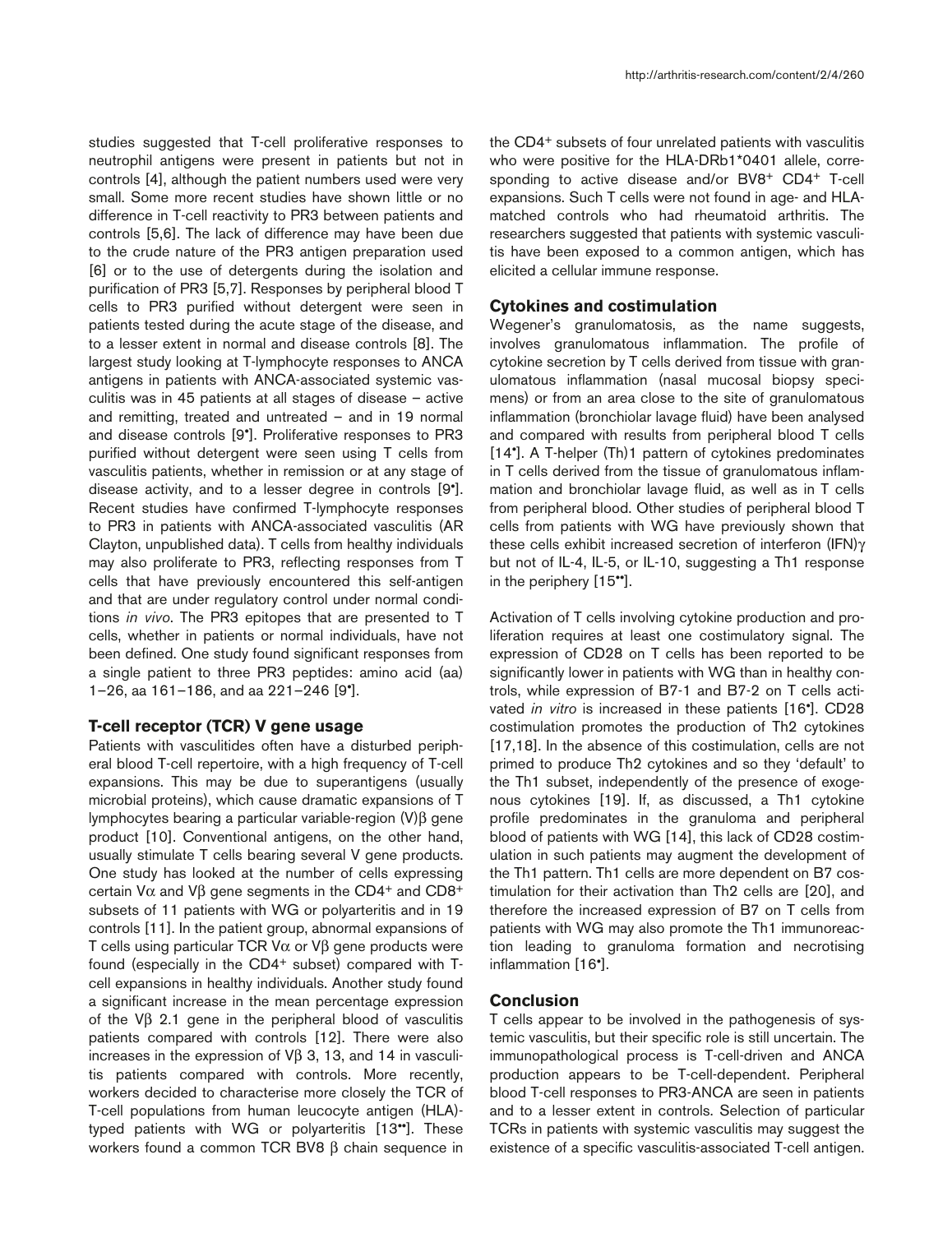studies suggested that T-cell proliferative responses to neutrophil antigens were present in patients but not in controls [4], although the patient numbers used were very small. Some more recent studies have shown little or no difference in T-cell reactivity to PR3 between patients and controls [5,6]. The lack of difference may have been due to the crude nature of the PR3 antigen preparation used [6] or to the use of detergents during the isolation and purification of PR3 [5,7]. Responses by peripheral blood T cells to PR3 purified without detergent were seen in patients tested during the acute stage of the disease, and to a lesser extent in normal and disease controls [8]. The largest study looking at T-lymphocyte responses to ANCA antigens in patients with ANCA-associated systemic vasculitis was in 45 patients at all stages of disease – active and remitting, treated and untreated – and in 19 normal and disease controls [9•]. Proliferative responses to PR3 purified without detergent were seen using T cells from vasculitis patients, whether in remission or at any stage of disease activity, and to a lesser degree in controls [9•]. Recent studies have confirmed T-lymphocyte responses to PR3 in patients with ANCA-associated vasculitis (AR Clayton, unpublished data). T cells from healthy individuals may also proliferate to PR3, reflecting responses from T cells that have previously encountered this self-antigen and that are under regulatory control under normal conditions *in vivo*. The PR3 epitopes that are presented to T cells, whether in patients or normal individuals, have not been defined. One study found significant responses from a single patient to three PR3 peptides: amino acid (aa) 1–26, aa 161–186, and aa 221–246 [9•].

## T-cell receptor (TCR) V gene usage

Patients with vasculitides often have a disturbed peripheral blood T-cell repertoire, with a high frequency of T-cell expansions. This may be due to superantigens (usually microbial proteins), which cause dramatic expansions of T lymphocytes bearing a particular variable-region (V)β gene product [10]. Conventional antigens, on the other hand, usually stimulate T cells bearing several V gene products. One study has looked at the number of cells expressing certain Vα and Vβ gene segments in the $CD4^+$ and $CD8^+$ subsets of 11 patients with WG or polyarteritis and in 19 controls [11]. In the patient group, abnormal expansions of T cells using particular TCR Vα or Vβ gene products were found (especially in the $CD4^+$ subset) compared with T-cell expansions in healthy individuals. Another study found a significant increase in the mean percentage expression of the Vβ 2.1 gene in the peripheral blood of vasculitis patients compared with controls [12]. There were also increases in the expression of Vβ 3, 13, and 14 in vasculitis patients compared with controls. More recently, workers decided to characterise more closely the TCR of T-cell populations from human leucocyte antigen (HLA)-typed patients with WG or polyarteritis [13••]. These workers found a common TCR BV8 β chain sequence in the $CD4^+$ subsets of four unrelated patients with vasculitis who were positive for the HLA-DRb1*0401 allele, corresponding to active disease and/or $BV8^+$ $CD4^+$ T-cell expansions. Such T cells were not found in age- and HLA-matched controls who had rheumatoid arthritis. The researchers suggested that patients with systemic vasculitis have been exposed to a common antigen, which has elicited a cellular immune response.

## Cytokines and costimulation

Wegener's granulomatosis, as the name suggests, involves granulomatous inflammation. The profile of cytokine secretion by T cells derived from tissue with granulomatous inflammation (nasal mucosal biopsy specimens) or from an area close to the site of granulomatous inflammation (bronchiolar lavage fluid) have been analysed and compared with results from peripheral blood T cells [14•]. A T-helper (Th)1 pattern of cytokines predominates in T cells derived from the tissue of granulomatous inflammation and bronchiolar lavage fluid, as well as in T cells from peripheral blood. Other studies of peripheral blood T cells from patients with WG have previously shown that these cells exhibit increased secretion of interferon (IFN)γ but not of IL-4, IL-5, or IL-10, suggesting a Th1 response in the periphery [15••].

Activation of T cells involving cytokine production and proliferation requires at least one costimulatory signal. The expression of CD28 on T cells has been reported to be significantly lower in patients with WG than in healthy controls, while expression of B7-1 and B7-2 on T cells activated *in vitro* is increased in these patients [16•]. CD28 costimulation promotes the production of Th2 cytokines [17,18]. In the absence of this costimulation, cells are not primed to produce Th2 cytokines and so they 'default' to the Th1 subset, independently of the presence of exogenous cytokines [19]. If, as discussed, a Th1 cytokine profile predominates in the granuloma and peripheral blood of patients with WG [14], this lack of CD28 costimulation in such patients may augment the development of the Th1 pattern. Th1 cells are more dependent on B7 costimulation for their activation than Th2 cells are [20], and therefore the increased expression of B7 on T cells from patients with WG may also promote the Th1 immunoreaction leading to granuloma formation and necrotising inflammation [16•].

## Conclusion

T cells appear to be involved in the pathogenesis of systemic vasculitis, but their specific role is still uncertain. The immunopathological process is T-cell-driven and ANCA production appears to be T-cell-dependent. Peripheral blood T-cell responses to PR3-ANCA are seen in patients and to a lesser extent in controls. Selection of particular TCRs in patients with systemic vasculitis may suggest the existence of a specific vasculitis-associated T-cell antigen.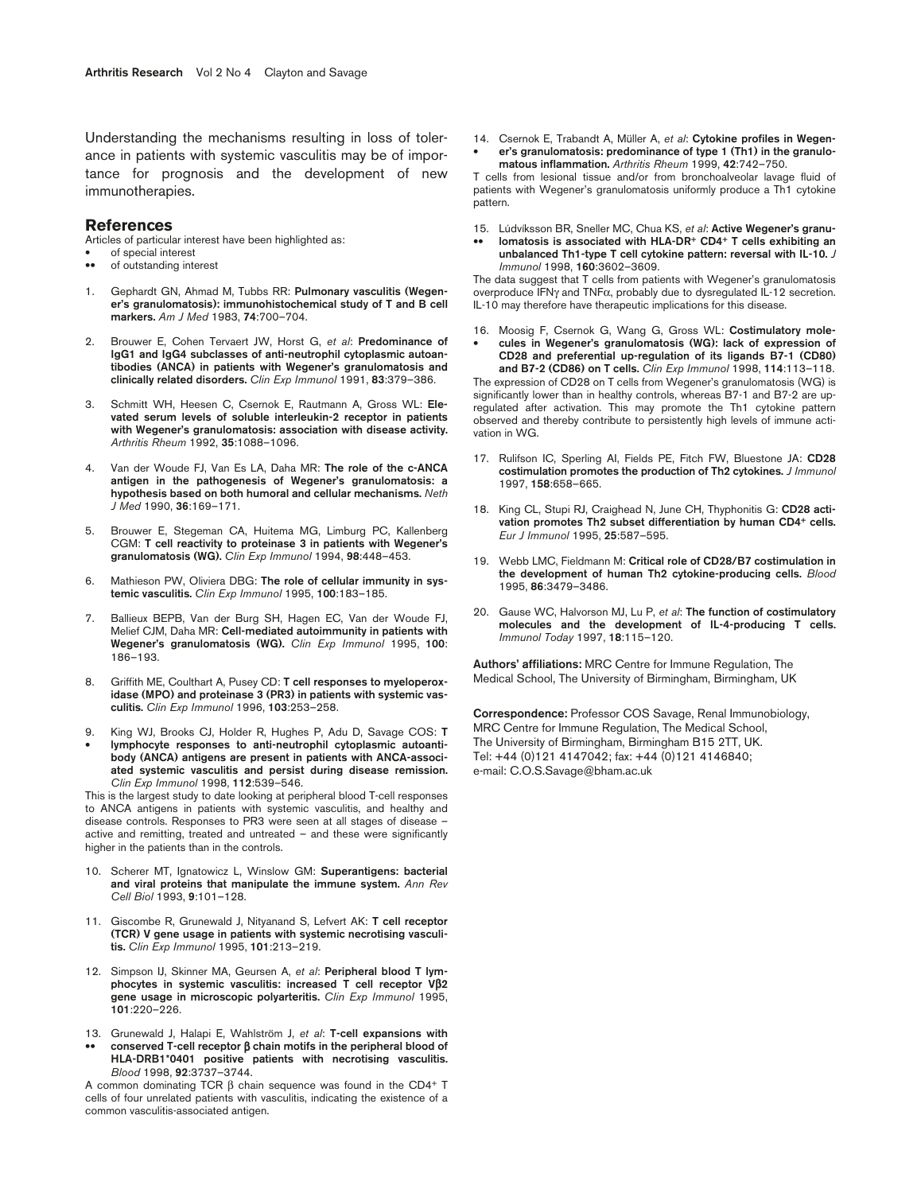Understanding the mechanisms resulting in loss of tolerance in patients with systemic vasculitis may be of importance for prognosis and the development of new immunotherapies.

## References

Articles of particular interest have been highlighted as:
- • of special interest
- •• of outstanding interest

1. Gephardt GN, Ahmad M, Tubbs RR: **Pulmonary vasculitis (Wegener's granulomatosis): immunohistochemical study of T and B cell markers.** *Am J Med* 1983, **74**:700–704.

2. Brouwer E, Cohen Tervaert JW, Horst G, *et al*: **Predominance of IgG1 and IgG4 subclasses of anti-neutrophil cytoplasmic autoantibodies (ANCA) in patients with Wegener's granulomatosis and clinically related disorders.** *Clin Exp Immunol* 1991, **83**:379–386.

3. Schmitt WH, Heesen C, Csernok E, Rautmann A, Gross WL: **Elevated serum levels of soluble interleukin-2 receptor in patients with Wegener's granulomatosis: association with disease activity.** *Arthritis Rheum* 1992, **35**:1088–1096.

4. Van der Woude FJ, Van Es LA, Daha MR: **The role of the c-ANCA antigen in the pathogenesis of Wegener's granulomatosis: a hypothesis based on both humoral and cellular mechanisms.** *Neth J Med* 1990, **36**:169–171.

5. Brouwer E, Stegeman CA, Huitema MG, Limburg PC, Kallenberg CGM: **T cell reactivity to proteinase 3 in patients with Wegener's granulomatosis (WG).** *Clin Exp Immunol* 1994, **98**:448–453.

6. Mathieson PW, Oliviera DBG: **The role of cellular immunity in systemic vasculitis.** *Clin Exp Immunol* 1995, **100**:183–185.

7. Ballieux BEPB, Van der Burg SH, Hagen EC, Van der Woude FJ, Melief CJM, Daha MR: **Cell-mediated autoimmunity in patients with Wegener's granulomatosis (WG).** *Clin Exp Immunol* 1995, **100**:186–193.

8. Griffith ME, Coulthart A, Pusey CD: **T cell responses to myeloperoxidase (MPO) and proteinase 3 (PR3) in patients with systemic vasculitis.** *Clin Exp Immunol* 1996, **103**:253–258.

9. • King WJ, Brooks CJ, Holder R, Hughes P, Adu D, Savage COS: **T lymphocyte responses to anti-neutrophil cytoplasmic autoantibody (ANCA) antigens are present in patients with ANCA-associated systemic vasculitis and persist during disease remission.** *Clin Exp Immunol* 1998, **112**:539–546.
This is the largest study to date looking at peripheral blood T-cell responses to ANCA antigens in patients with systemic vasculitis, and healthy and disease controls. Responses to PR3 were seen at all stages of disease – active and remitting, treated and untreated – and these were significantly higher in the patients than in the controls.

10. Scherer MT, Ignatowicz L, Winslow GM: **Superantigens: bacterial and viral proteins that manipulate the immune system.** *Ann Rev Cell Biol* 1993, **9**:101–128.

11. Giscombe R, Grunewald J, Nityanand S, Lefvert AK: **T cell receptor (TCR) V gene usage in patients with systemic necrotising vasculitis.** *Clin Exp Immunol* 1995, **101**:213–219.

12. Simpson IJ, Skinner MA, Geursen A, *et al*: **Peripheral blood T lymphocytes in systemic vasculitis: increased T cell receptor Vβ2 gene usage in microscopic polyarteritis.** *Clin Exp Immunol* 1995, **101**:220–226.

13. •• Grunewald J, Halapi E, Wahlström J, *et al*: **T-cell expansions with conserved T-cell receptor β chain motifs in the peripheral blood of HLA-DRB1*0401 positive patients with necrotising vasculitis.** *Blood* 1998, **92**:3737–3744.
A common dominating TCR β chain sequence was found in the CD4+ T cells of four unrelated patients with vasculitis, indicating the existence of a common vasculitis-associated antigen.

14. • Csernok E, Trabandt A, Müller A, *et al*: **Cytokine profiles in Wegener's granulomatosis: predominance of type 1 (Th1) in the granulomatous inflammation.** *Arthritis Rheum* 1999, **42**:742–750.
T cells from lesional tissue and/or from bronchoalveolar lavage fluid of patients with Wegener's granulomatosis uniformly produce a Th1 cytokine pattern.

15. •• Lúdviksson BR, Sneller MC, Chua KS, *et al*: **Active Wegener's granulomatosis is associated with HLA-DR+ CD4+ T cells exhibiting an unbalanced Th1-type T cell cytokine pattern: reversal with IL-10.** *J Immunol* 1998, **160**:3602–3609.
The data suggest that T cells from patients with Wegener's granulomatosis overproduce IFNγ and TNFα, probably due to dysregulated IL-12 secretion. IL-10 may therefore have therapeutic implications for this disease.

16. • Moosig F, Csernok G, Wang G, Gross WL: **Costimulatory molecules in Wegener's granulomatosis (WG): lack of expression of CD28 and preferential up-regulation of its ligands B7-1 (CD80) and B7-2 (CD86) on T cells.** *Clin Exp Immunol* 1998, **114**:113–118.
The expression of CD28 on T cells from Wegener's granulomatosis (WG) is significantly lower than in healthy controls, whereas B7-1 and B7-2 are upregulated after activation. This may promote the Th1 cytokine pattern observed and thereby contribute to persistently high levels of immune activation in WG.

17. Rulifson IC, Sperling AI, Fields PE, Fitch FW, Bluestone JA: **CD28 costimulation promotes the production of Th2 cytokines.** *J Immunol* 1997, **158**:658–665.

18. King CL, Stupi RJ, Craighead N, June CH, Thyphonitis G: **CD28 activation promotes Th2 subset differentiation by human CD4+ cells.** *Eur J Immunol* 1995, **25**:587–595.

19. Webb LMC, Fieldmann M: **Critical role of CD28/B7 costimulation in the development of human Th2 cytokine-producing cells.** *Blood* 1995, **86**:3479–3486.

20. Gause WC, Halvorson MJ, Lu P, *et al*: **The function of costimulatory molecules and the development of IL-4-producing T cells.** *Immunol Today* 1997, **18**:115–120.

**Authors' affiliations:** MRC Centre for Immune Regulation, The Medical School, The University of Birmingham, Birmingham, UK

**Correspondence:** Professor COS Savage, Renal Immunobiology, MRC Centre for Immune Regulation, The Medical School, The University of Birmingham, Birmingham B15 2TT, UK. Tel: +44 (0)121 4147042; fax: +44 (0)121 4146840; e-mail: C.O.S.Savage@bham.ac.uk